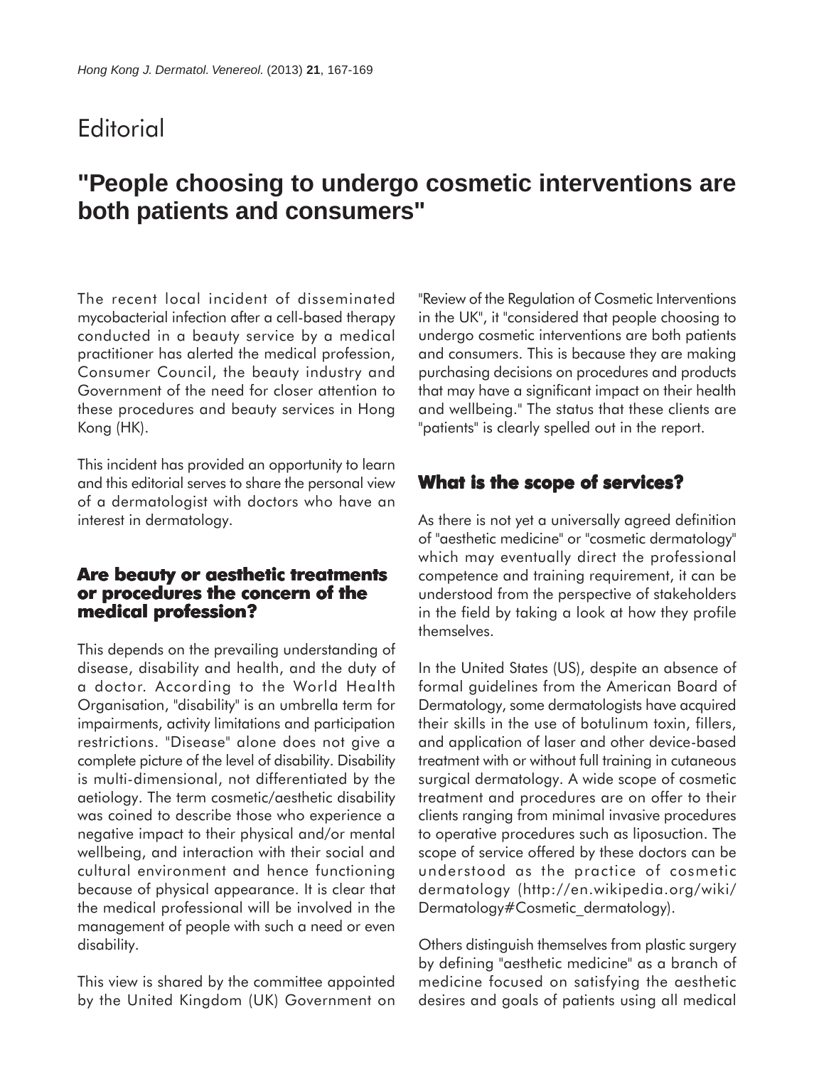# Editorial

## "People choosing to undergo cosmetic interventions are both patients and consumers"

The recent local incident of disseminated mycobacterial infection after a cell-based therapy conducted in a beauty service by a medical practitioner has alerted the medical profession, Consumer Council, the beauty industry and Government of the need for closer attention to these procedures and beauty services in Hong Kong (HK).

This incident has provided an opportunity to learn and this editorial serves to share the personal view of a dermatologist with doctors who have an interest in dermatology.

### Are beauty or aesthetic treatments or procedures the concern of the medical profession?

This depends on the prevailing understanding of disease, disability and health, and the duty of a doctor. According to the World Health Organisation, "disability" is an umbrella term for impairments, activity limitations and participation restrictions. "Disease" alone does not give a complete picture of the level of disability. Disability is multi-dimensional, not differentiated by the aetiology. The term cosmetic/aesthetic disability was coined to describe those who experience a negative impact to their physical and/or mental wellbeing, and interaction with their social and cultural environment and hence functioning because of physical appearance. It is clear that the medical professional will be involved in the management of people with such a need or even disability.

This view is shared by the committee appointed by the United Kingdom (UK) Government on "Review of the Regulation of Cosmetic Interventions in the UK", it "considered that people choosing to undergo cosmetic interventions are both patients and consumers. This is because they are making purchasing decisions on procedures and products that may have a significant impact on their health and wellbeing." The status that these clients are "patients" is clearly spelled out in the report.

### What is the scope of services?

As there is not yet a universally agreed definition of "aesthetic medicine" or "cosmetic dermatology" which may eventually direct the professional competence and training requirement, it can be understood from the perspective of stakeholders in the field by taking a look at how they profile themselves.

In the United States (US), despite an absence of formal guidelines from the American Board of Dermatology, some dermatologists have acquired their skills in the use of botulinum toxin, fillers, and application of laser and other device-based treatment with or without full training in cutaneous surgical dermatology. A wide scope of cosmetic treatment and procedures are on offer to their clients ranging from minimal invasive procedures to operative procedures such as liposuction. The scope of service offered by these doctors can be understood as the practice of cosmetic dermatology (http://en.wikipedia.org/wiki/Dermatology#Cosmetic_dermatology).

Others distinguish themselves from plastic surgery by defining "aesthetic medicine" as a branch of medicine focused on satisfying the aesthetic desires and goals of patients using all medical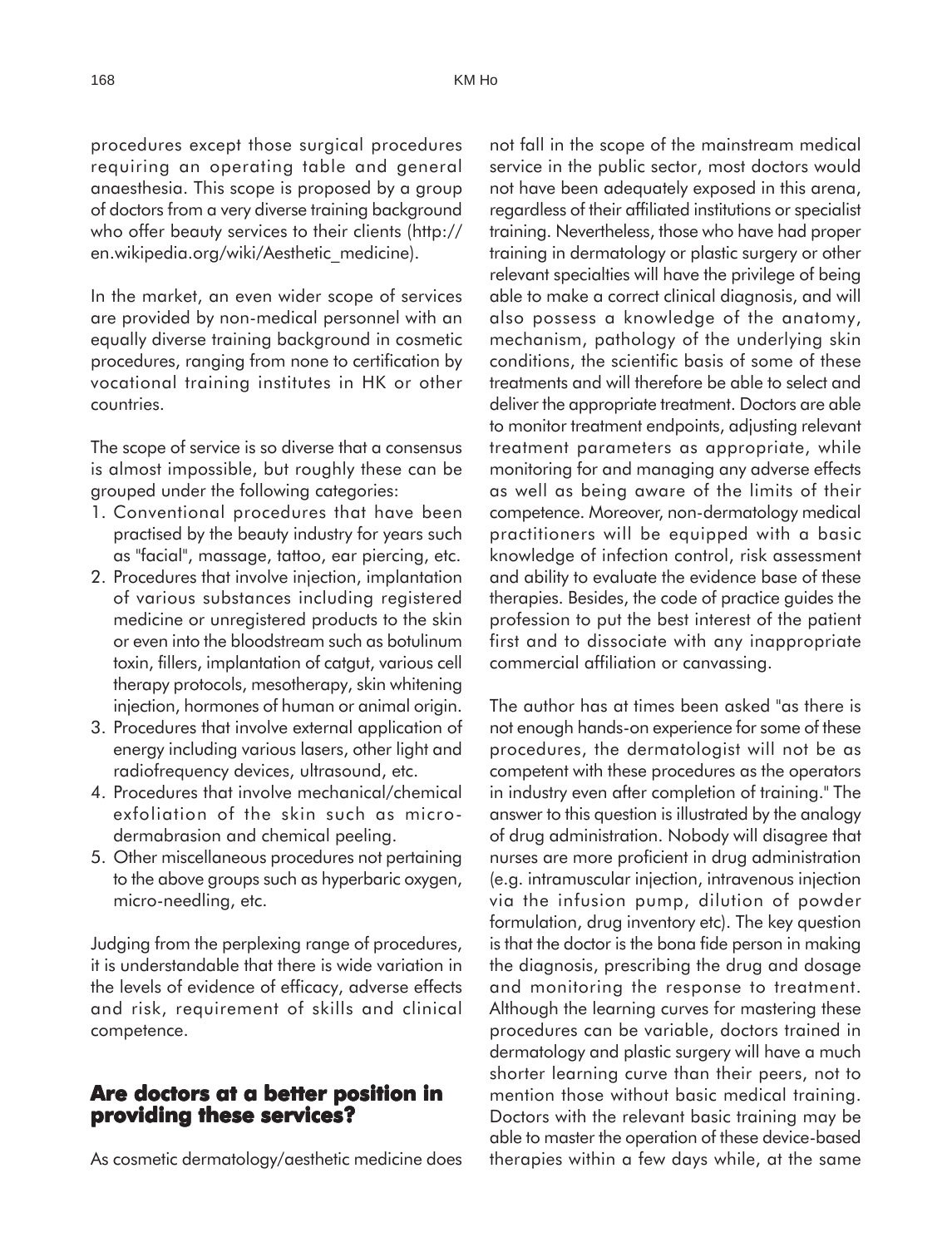procedures except those surgical procedures requiring an operating table and general anaesthesia. This scope is proposed by a group of doctors from a very diverse training background who offer beauty services to their clients (http://en.wikipedia.org/wiki/Aesthetic_medicine).

In the market, an even wider scope of services are provided by non-medical personnel with an equally diverse training background in cosmetic procedures, ranging from none to certification by vocational training institutes in HK or other countries.

The scope of service is so diverse that a consensus is almost impossible, but roughly these can be grouped under the following categories:

1. Conventional procedures that have been practised by the beauty industry for years such as "facial", massage, tattoo, ear piercing, etc.
2. Procedures that involve injection, implantation of various substances including registered medicine or unregistered products to the skin or even into the bloodstream such as botulinum toxin, fillers, implantation of catgut, various cell therapy protocols, mesotherapy, skin whitening injection, hormones of human or animal origin.
3. Procedures that involve external application of energy including various lasers, other light and radiofrequency devices, ultrasound, etc.
4. Procedures that involve mechanical/chemical exfoliation of the skin such as microdermabrasion and chemical peeling.
5. Other miscellaneous procedures not pertaining to the above groups such as hyperbaric oxygen, micro-needling, etc.

Judging from the perplexing range of procedures, it is understandable that there is wide variation in the levels of evidence of efficacy, adverse effects and risk, requirement of skills and clinical competence.

## Are doctors at a better position in providing these services?

As cosmetic dermatology/aesthetic medicine does not fall in the scope of the mainstream medical service in the public sector, most doctors would not have been adequately exposed in this arena, regardless of their affiliated institutions or specialist training. Nevertheless, those who have had proper training in dermatology or plastic surgery or other relevant specialties will have the privilege of being able to make a correct clinical diagnosis, and will also possess a knowledge of the anatomy, mechanism, pathology of the underlying skin conditions, the scientific basis of some of these treatments and will therefore be able to select and deliver the appropriate treatment. Doctors are able to monitor treatment endpoints, adjusting relevant treatment parameters as appropriate, while monitoring for and managing any adverse effects as well as being aware of the limits of their competence. Moreover, non-dermatology medical practitioners will be equipped with a basic knowledge of infection control, risk assessment and ability to evaluate the evidence base of these therapies. Besides, the code of practice guides the profession to put the best interest of the patient first and to dissociate with any inappropriate commercial affiliation or canvassing.

The author has at times been asked "as there is not enough hands-on experience for some of these procedures, the dermatologist will not be as competent with these procedures as the operators in industry even after completion of training." The answer to this question is illustrated by the analogy of drug administration. Nobody will disagree that nurses are more proficient in drug administration (e.g. intramuscular injection, intravenous injection via the infusion pump, dilution of powder formulation, drug inventory etc). The key question is that the doctor is the bona fide person in making the diagnosis, prescribing the drug and dosage and monitoring the response to treatment. Although the learning curves for mastering these procedures can be variable, doctors trained in dermatology and plastic surgery will have a much shorter learning curve than their peers, not to mention those without basic medical training. Doctors with the relevant basic training may be able to master the operation of these device-based therapies within a few days while, at the same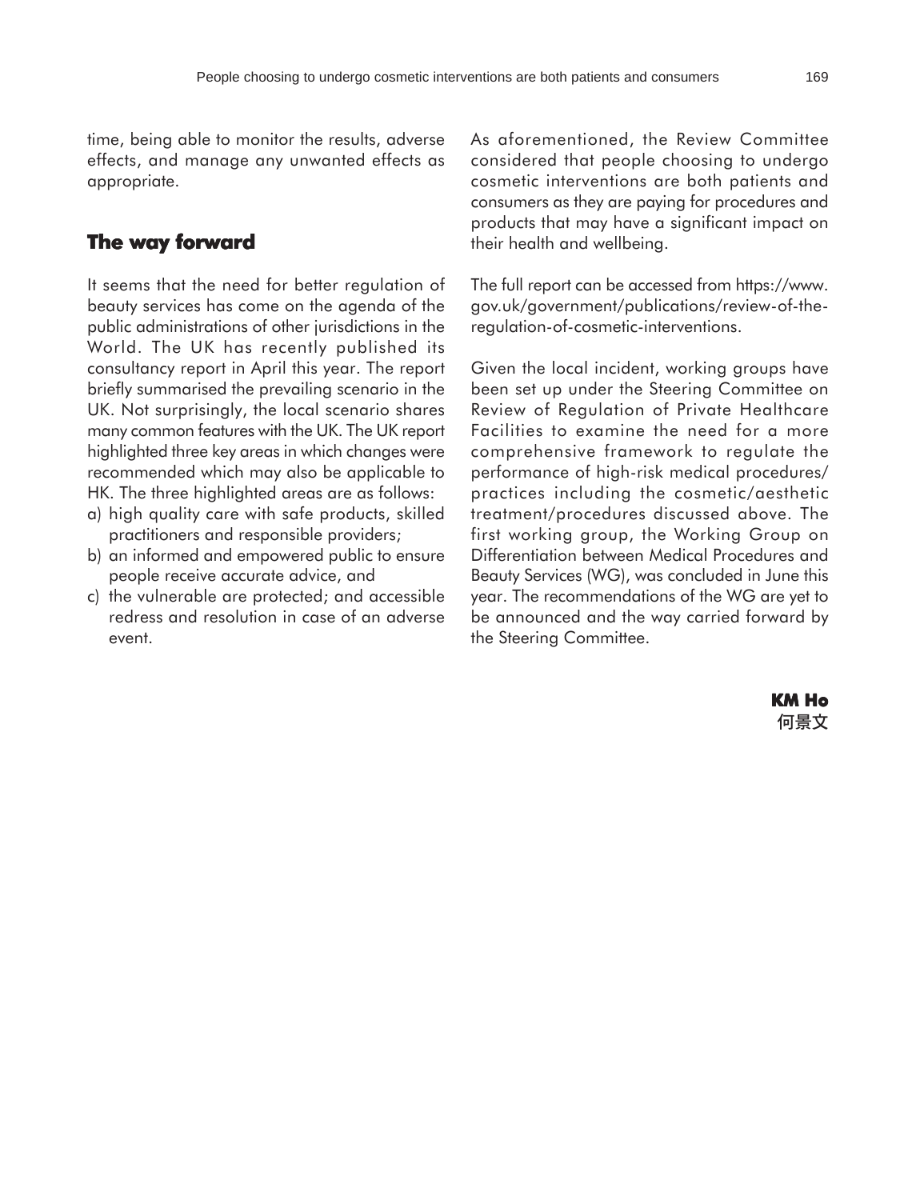time, being able to monitor the results, adverse effects, and manage any unwanted effects as appropriate.

## The way forward

It seems that the need for better regulation of beauty services has come on the agenda of the public administrations of other jurisdictions in the World. The UK has recently published its consultancy report in April this year. The report briefly summarised the prevailing scenario in the UK. Not surprisingly, the local scenario shares many common features with the UK. The UK report highlighted three key areas in which changes were recommended which may also be applicable to HK. The three highlighted areas are as follows:

a) high quality care with safe products, skilled practitioners and responsible providers;
b) an informed and empowered public to ensure people receive accurate advice, and
c) the vulnerable are protected; and accessible redress and resolution in case of an adverse event.

As aforementioned, the Review Committee considered that people choosing to undergo cosmetic interventions are both patients and consumers as they are paying for procedures and products that may have a significant impact on their health and wellbeing.

The full report can be accessed from https://www.gov.uk/government/publications/review-of-the-regulation-of-cosmetic-interventions.

Given the local incident, working groups have been set up under the Steering Committee on Review of Regulation of Private Healthcare Facilities to examine the need for a more comprehensive framework to regulate the performance of high-risk medical procedures/practices including the cosmetic/aesthetic treatment/procedures discussed above. The first working group, the Working Group on Differentiation between Medical Procedures and Beauty Services (WG), was concluded in June this year. The recommendations of the WG are yet to be announced and the way carried forward by the Steering Committee.

**KM Ho**
**何景文**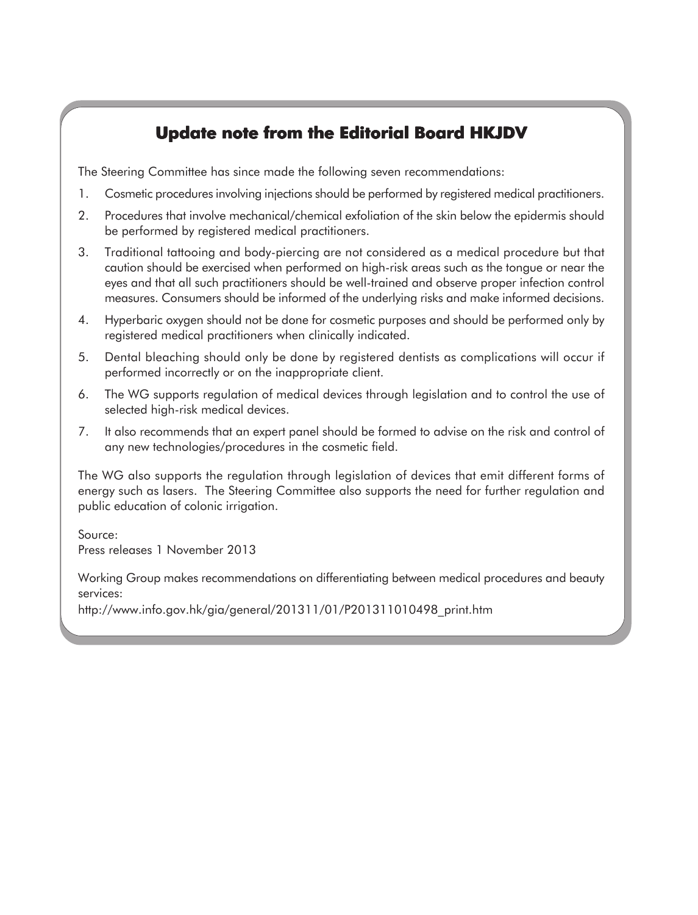## Update note from the Editorial Board HKJDV

The Steering Committee has since made the following seven recommendations:

1. Cosmetic procedures involving injections should be performed by registered medical practitioners.
2. Procedures that involve mechanical/chemical exfoliation of the skin below the epidermis should be performed by registered medical practitioners.
3. Traditional tattooing and body-piercing are not considered as a medical procedure but that caution should be exercised when performed on high-risk areas such as the tongue or near the eyes and that all such practitioners should be well-trained and observe proper infection control measures. Consumers should be informed of the underlying risks and make informed decisions.
4. Hyperbaric oxygen should not be done for cosmetic purposes and should be performed only by registered medical practitioners when clinically indicated.
5. Dental bleaching should only be done by registered dentists as complications will occur if performed incorrectly or on the inappropriate client.
6. The WG supports regulation of medical devices through legislation and to control the use of selected high-risk medical devices.
7. It also recommends that an expert panel should be formed to advise on the risk and control of any new technologies/procedures in the cosmetic field.

The WG also supports the regulation through legislation of devices that emit different forms of energy such as lasers. The Steering Committee also supports the need for further regulation and public education of colonic irrigation.

Source:
Press releases 1 November 2013

Working Group makes recommendations on differentiating between medical procedures and beauty services:
http://www.info.gov.hk/gia/general/201311/01/P201311010498_print.htm